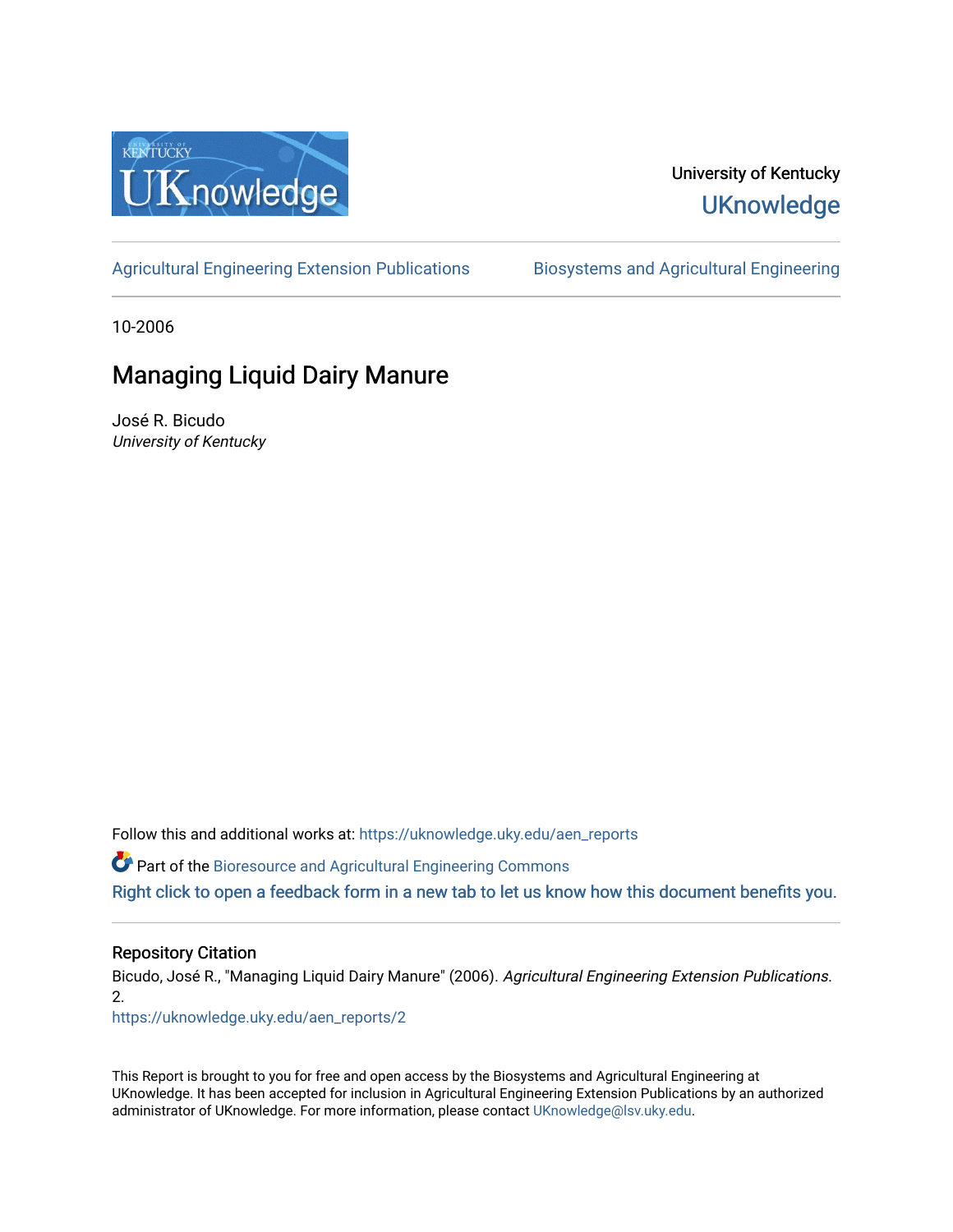University of Kentucky

UKnowledge

Agricultural Engineering Extension Publications | Biosystems and Agricultural Engineering

10-2006

# Managing Liquid Dairy Manure

José R. Bicudo

*University of Kentucky*

Follow this and additional works at: https://uknowledge.uky.edu/aen_reports

Part of the Bioresource and Agricultural Engineering Commons

Right click to open a feedback form in a new tab to let us know how this document benefits you.

## Repository Citation

Bicudo, José R., "Managing Liquid Dairy Manure" (2006). *Agricultural Engineering Extension Publications*. 2.

https://uknowledge.uky.edu/aen_reports/2

This Report is brought to you for free and open access by the Biosystems and Agricultural Engineering at UKnowledge. It has been accepted for inclusion in Agricultural Engineering Extension Publications by an authorized administrator of UKnowledge. For more information, please contact UKnowledge@lsv.uky.edu.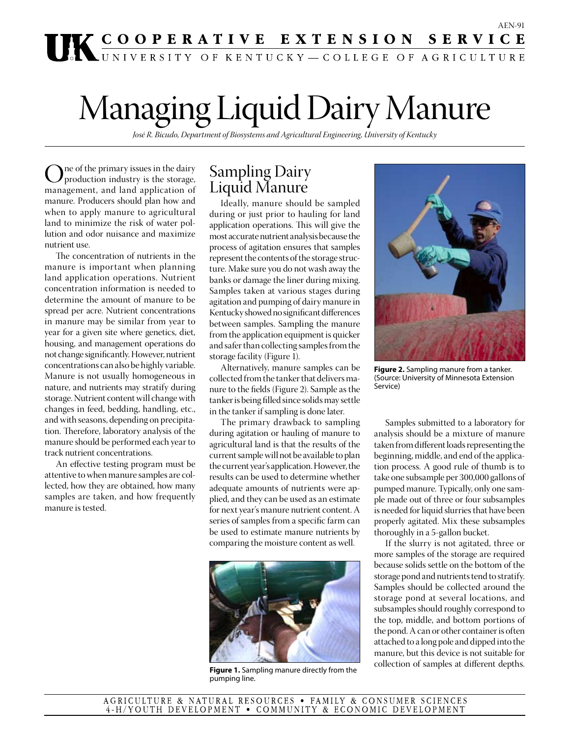AEN-91

# Managing Liquid Dairy Manure

*José R. Bicudo, Department of Biosystems and Agricultural Engineering, University of Kentucky*

One of the primary issues in the dairy production industry is the storage, management, and land application of manure. Producers should plan how and when to apply manure to agricultural land to minimize the risk of water pollution and odor nuisance and maximize nutrient use.

The concentration of nutrients in the manure is important when planning land application operations. Nutrient concentration information is needed to determine the amount of manure to be spread per acre. Nutrient concentrations in manure may be similar from year to year for a given site where genetics, diet, housing, and management operations do not change significantly. However, nutrient concentrations can also be highly variable. Manure is not usually homogeneous in nature, and nutrients may stratify during storage. Nutrient content will change with changes in feed, bedding, handling, etc., and with seasons, depending on precipitation. Therefore, laboratory analysis of the manure should be performed each year to track nutrient concentrations.

An effective testing program must be attentive to when manure samples are collected, how they are obtained, how many samples are taken, and how frequently manure is tested.

## Sampling Dairy Liquid Manure

Ideally, manure should be sampled during or just prior to hauling for land application operations. This will give the most accurate nutrient analysis because the process of agitation ensures that samples represent the contents of the storage structure. Make sure you do not wash away the banks or damage the liner during mixing. Samples taken at various stages during agitation and pumping of dairy manure in Kentucky showed no significant differences between samples. Sampling the manure from the application equipment is quicker and safer than collecting samples from the storage facility (Figure 1).

Alternatively, manure samples can be collected from the tanker that delivers manure to the fields (Figure 2). Sample as the tanker is being filled since solids may settle in the tanker if sampling is done later.

The primary drawback to sampling during agitation or hauling of manure to agricultural land is that the results of the current sample will not be available to plan the current year's application. However, the results can be used to determine whether adequate amounts of nutrients were applied, and they can be used as an estimate for next year's manure nutrient content. A series of samples from a specific farm can be used to estimate manure nutrients by comparing the moisture content as well.

**Figure 1.** Sampling manure directly from the pumping line.

**Figure 2.** Sampling manure from a tanker. (Source: University of Minnesota Extension Service)

Samples submitted to a laboratory for analysis should be a mixture of manure taken from different loads representing the beginning, middle, and end of the application process. A good rule of thumb is to take one subsample per 300,000 gallons of pumped manure. Typically, only one sample made out of three or four subsamples is needed for liquid slurries that have been properly agitated. Mix these subsamples thoroughly in a 5-gallon bucket.

If the slurry is not agitated, three or more samples of the storage are required because solids settle on the bottom of the storage pond and nutrients tend to stratify. Samples should be collected around the storage pond at several locations, and subsamples should roughly correspond to the top, middle, and bottom portions of the pond. A can or other container is often attached to a long pole and dipped into the manure, but this device is not suitable for collection of samples at different depths.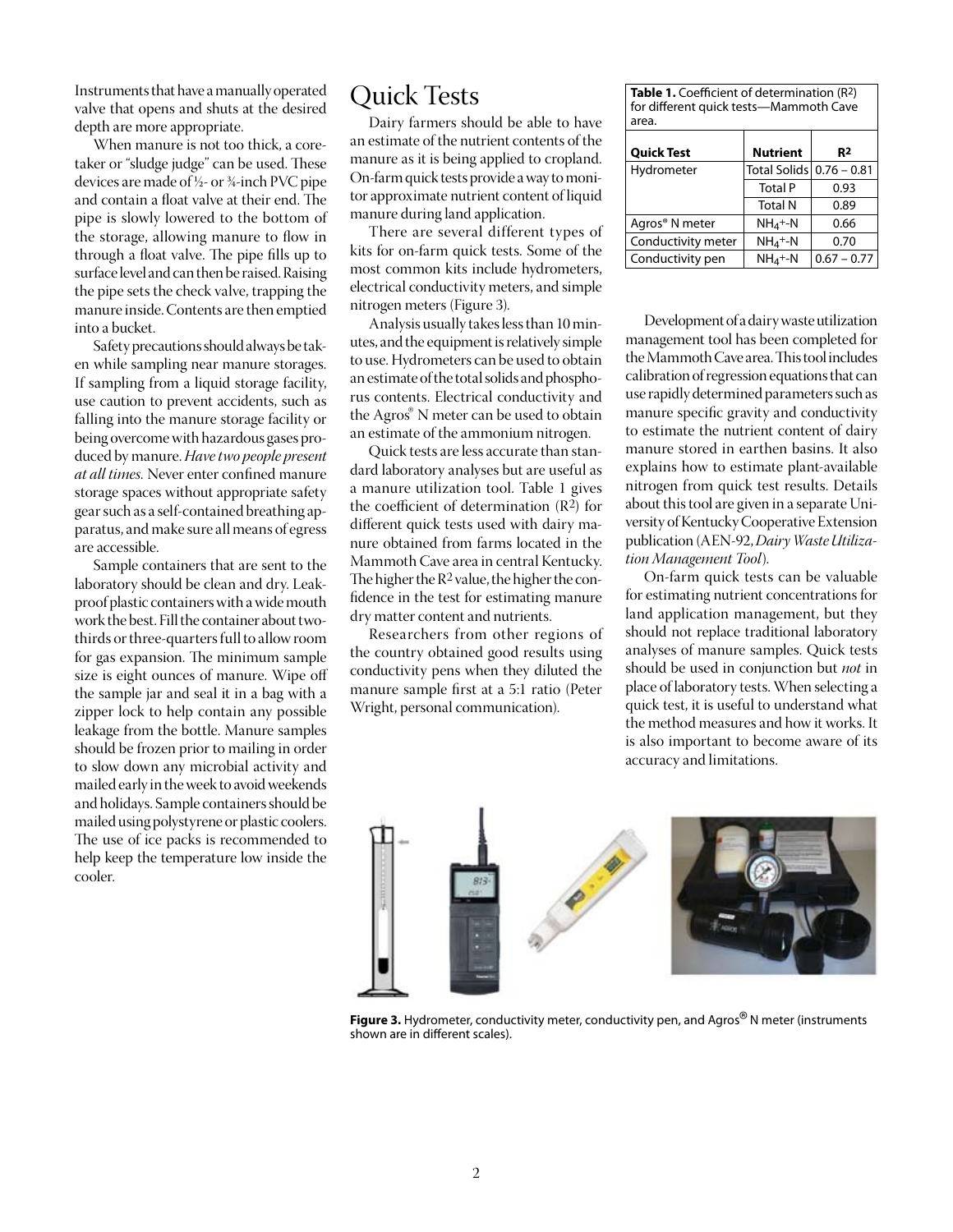Instruments that have a manually operated valve that opens and shuts at the desired depth are more appropriate.

When manure is not too thick, a coretaker or "sludge judge" can be used. These devices are made of ½- or ¾-inch PVC pipe and contain a float valve at their end. The pipe is slowly lowered to the bottom of the storage, allowing manure to flow in through a float valve. The pipe fills up to surface level and can then be raised. Raising the pipe sets the check valve, trapping the manure inside. Contents are then emptied into a bucket.

Safety precautions should always be taken while sampling near manure storages. If sampling from a liquid storage facility, use caution to prevent accidents, such as falling into the manure storage facility or being overcome with hazardous gases produced by manure. *Have two people present at all times.* Never enter confined manure storage spaces without appropriate safety gear such as a self-contained breathing apparatus, and make sure all means of egress are accessible.

Sample containers that are sent to the laboratory should be clean and dry. Leakproof plastic containers with a wide mouth work the best. Fill the container about two-thirds or three-quarters full to allow room for gas expansion. The minimum sample size is eight ounces of manure. Wipe off the sample jar and seal it in a bag with a zipper lock to help contain any possible leakage from the bottle. Manure samples should be frozen prior to mailing in order to slow down any microbial activity and mailed early in the week to avoid weekends and holidays. Sample containers should be mailed using polystyrene or plastic coolers. The use of ice packs is recommended to help keep the temperature low inside the cooler.

# Quick Tests

Dairy farmers should be able to have an estimate of the nutrient contents of the manure as it is being applied to cropland. On-farm quick tests provide a way to monitor approximate nutrient content of liquid manure during land application.

There are several different types of kits for on-farm quick tests. Some of the most common kits include hydrometers, electrical conductivity meters, and simple nitrogen meters (Figure 3).

Analysis usually takes less than 10 minutes, and the equipment is relatively simple to use. Hydrometers can be used to obtain an estimate of the total solids and phosphorus contents. Electrical conductivity and the Agros® N meter can be used to obtain an estimate of the ammonium nitrogen.

Quick tests are less accurate than standard laboratory analyses but are useful as a manure utilization tool. Table 1 gives the coefficient of determination ($R^2$) for different quick tests used with dairy manure obtained from farms located in the Mammoth Cave area in central Kentucky. The higher the $R^2$ value, the higher the confidence in the test for estimating manure dry matter content and nutrients.

Researchers from other regions of the country obtained good results using conductivity pens when they diluted the manure sample first at a 5:1 ratio (Peter Wright, personal communication).

**Table 1.** Coefficient of determination ($R^2$) for different quick tests—Mammoth Cave area.

| Quick Test | Nutrient | $R^2$ |
|---|---|---|
| Hydrometer | Total Solids | 0.76 – 0.81 |
| | Total P | 0.93 |
| | Total N | 0.89 |
| Agros® N meter | $NH_4^+$-N | 0.66 |
| Conductivity meter | $NH_4^+$-N | 0.70 |
| Conductivity pen | $NH_4^+$-N | 0.67 – 0.77 |

Development of a dairy waste utilization management tool has been completed for the Mammoth Cave area. This tool includes calibration of regression equations that can use rapidly determined parameters such as manure specific gravity and conductivity to estimate the nutrient content of dairy manure stored in earthen basins. It also explains how to estimate plant-available nitrogen from quick test results. Details about this tool are given in a separate University of Kentucky Cooperative Extension publication (AEN-92, *Dairy Waste Utilization Management Tool*).

On-farm quick tests can be valuable for estimating nutrient concentrations for land application management, but they should not replace traditional laboratory analyses of manure samples. Quick tests should be used in conjunction but *not* in place of laboratory tests. When selecting a quick test, it is useful to understand what the method measures and how it works. It is also important to become aware of its accuracy and limitations.

**Figure 3.** Hydrometer, conductivity meter, conductivity pen, and Agros® N meter (instruments shown are in different scales).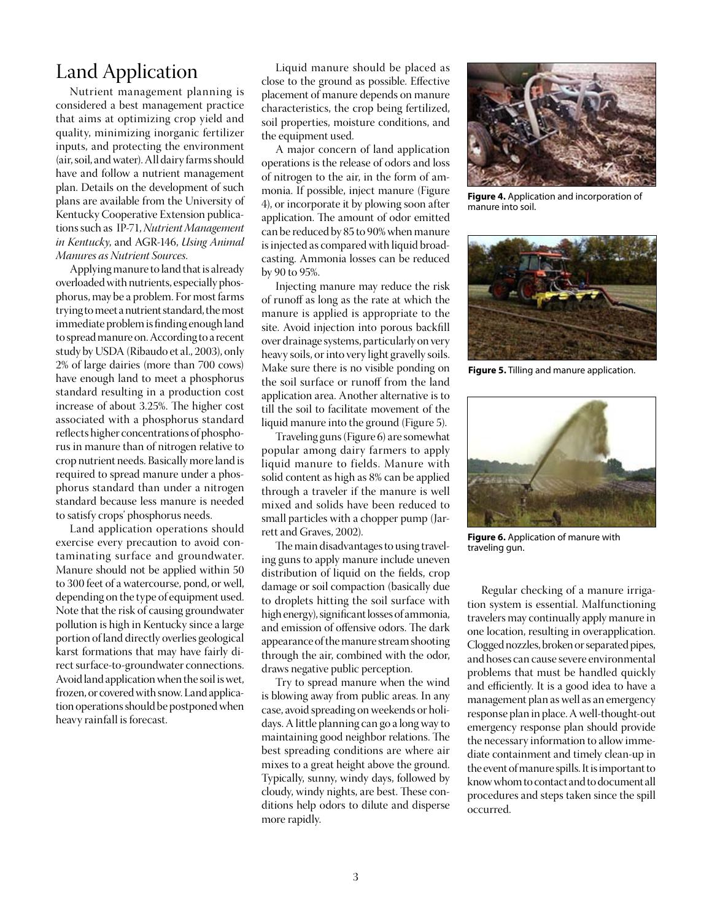# Land Application

Nutrient management planning is considered a best management practice that aims at optimizing crop yield and quality, minimizing inorganic fertilizer inputs, and protecting the environment (air, soil, and water). All dairy farms should have and follow a nutrient management plan. Details on the development of such plans are available from the University of Kentucky Cooperative Extension publications such as IP-71, *Nutrient Management in Kentucky*, and AGR-146, *Using Animal Manures as Nutrient Sources*.

Applying manure to land that is already overloaded with nutrients, especially phosphorus, may be a problem. For most farms trying to meet a nutrient standard, the most immediate problem is finding enough land to spread manure on. According to a recent study by USDA (Ribaudo et al., 2003), only 2% of large dairies (more than 700 cows) have enough land to meet a phosphorus standard resulting in a production cost increase of about 3.25%. The higher cost associated with a phosphorus standard reflects higher concentrations of phosphorus in manure than of nitrogen relative to crop nutrient needs. Basically more land is required to spread manure under a phosphorus standard than under a nitrogen standard because less manure is needed to satisfy crops' phosphorus needs.

Land application operations should exercise every precaution to avoid contaminating surface and groundwater. Manure should not be applied within 50 to 300 feet of a watercourse, pond, or well, depending on the type of equipment used. Note that the risk of causing groundwater pollution is high in Kentucky since a large portion of land directly overlies geological karst formations that may have fairly direct surface-to-groundwater connections. Avoid land application when the soil is wet, frozen, or covered with snow. Land application operations should be postponed when heavy rainfall is forecast.

Liquid manure should be placed as close to the ground as possible. Effective placement of manure depends on manure characteristics, the crop being fertilized, soil properties, moisture conditions, and the equipment used.

A major concern of land application operations is the release of odors and loss of nitrogen to the air, in the form of ammonia. If possible, inject manure (Figure 4), or incorporate it by plowing soon after application. The amount of odor emitted can be reduced by 85 to 90% when manure is injected as compared with liquid broadcasting. Ammonia losses can be reduced by 90 to 95%.

Injecting manure may reduce the risk of runoff as long as the rate at which the manure is applied is appropriate to the site. Avoid injection into porous backfill over drainage systems, particularly on very heavy soils, or into very light gravelly soils. Make sure there is no visible ponding on the soil surface or runoff from the land application area. Another alternative is to till the soil to facilitate movement of the liquid manure into the ground (Figure 5).

Traveling guns (Figure 6) are somewhat popular among dairy farmers to apply liquid manure to fields. Manure with solid content as high as 8% can be applied through a traveler if the manure is well mixed and solids have been reduced to small particles with a chopper pump (Jarrett and Graves, 2002).

The main disadvantages to using traveling guns to apply manure include uneven distribution of liquid on the fields, crop damage or soil compaction (basically due to droplets hitting the soil surface with high energy), significant losses of ammonia, and emission of offensive odors. The dark appearance of the manure stream shooting through the air, combined with the odor, draws negative public perception.

Try to spread manure when the wind is blowing away from public areas. In any case, avoid spreading on weekends or holidays. A little planning can go a long way to maintaining good neighbor relations. The best spreading conditions are where air mixes to a great height above the ground. Typically, sunny, windy days, followed by cloudy, windy nights, are best. These conditions help odors to dilute and disperse more rapidly.

**Figure 4.** Application and incorporation of manure into soil.

**Figure 5.** Tilling and manure application.

**Figure 6.** Application of manure with traveling gun.

Regular checking of a manure irrigation system is essential. Malfunctioning travelers may continually apply manure in one location, resulting in overapplication. Clogged nozzles, broken or separated pipes, and hoses can cause severe environmental problems that must be handled quickly and efficiently. It is a good idea to have a management plan as well as an emergency response plan in place. A well-thought-out emergency response plan should provide the necessary information to allow immediate containment and timely clean-up in the event of manure spills. It is important to know whom to contact and to document all procedures and steps taken since the spill occurred.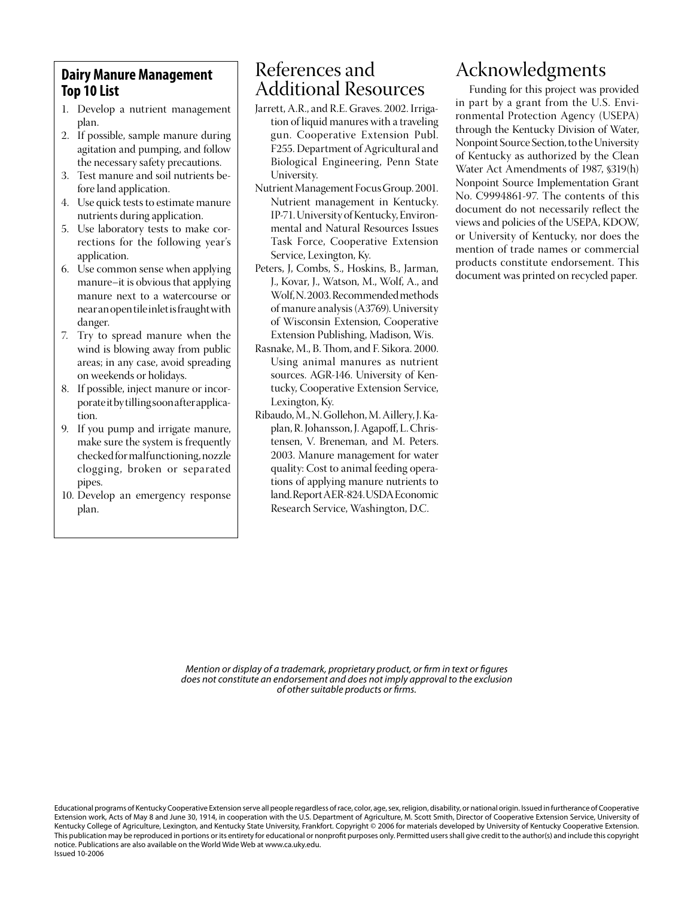### Dairy Manure Management Top 10 List

1. Develop a nutrient management plan.
2. If possible, sample manure during agitation and pumping, and follow the necessary safety precautions.
3. Test manure and soil nutrients before land application.
4. Use quick tests to estimate manure nutrients during application.
5. Use laboratory tests to make corrections for the following year's application.
6. Use common sense when applying manure—it is obvious that applying manure next to a watercourse or near an open tile inlet is fraught with danger.
7. Try to spread manure when the wind is blowing away from public areas; in any case, avoid spreading on weekends or holidays.
8. If possible, inject manure or incorporate it by tilling soon after application.
9. If you pump and irrigate manure, make sure the system is frequently checked for malfunctioning, nozzle clogging, broken or separated pipes.
10. Develop an emergency response plan.

## References and Additional Resources

Jarrett, A.R., and R.E. Graves. 2002. Irrigation of liquid manures with a traveling gun. Cooperative Extension Publ. F255. Department of Agricultural and Biological Engineering, Penn State University.

Nutrient Management Focus Group. 2001. Nutrient management in Kentucky. IP-71. University of Kentucky, Environmental and Natural Resources Issues Task Force, Cooperative Extension Service, Lexington, Ky.

Peters, J, Combs, S., Hoskins, B., Jarman, J., Kovar, J., Watson, M., Wolf, A., and Wolf, N. 2003. Recommended methods of manure analysis (A3769). University of Wisconsin Extension, Cooperative Extension Publishing, Madison, Wis.

Rasnake, M., B. Thom, and F. Sikora. 2000. Using animal manures as nutrient sources. AGR-146. University of Kentucky, Cooperative Extension Service, Lexington, Ky.

Ribaudo, M., N. Gollehon, M. Aillery, J. Kaplan, R. Johansson, J. Agapoff, L. Christensen, V. Breneman, and M. Peters. 2003. Manure management for water quality: Cost to animal feeding operations of applying manure nutrients to land. Report AER-824. USDA Economic Research Service, Washington, D.C.

## Acknowledgments

Funding for this project was provided in part by a grant from the U.S. Environmental Protection Agency (USEPA) through the Kentucky Division of Water, Nonpoint Source Section, to the University of Kentucky as authorized by the Clean Water Act Amendments of 1987, §319(h) Nonpoint Source Implementation Grant No. C9994861-97. The contents of this document do not necessarily reflect the views and policies of the USEPA, KDOW, or University of Kentucky, nor does the mention of trade names or commercial products constitute endorsement. This document was printed on recycled paper.

*Mention or display of a trademark, proprietary product, or firm in text or figures does not constitute an endorsement and does not imply approval to the exclusion of other suitable products or firms.*

Educational programs of Kentucky Cooperative Extension serve all people regardless of race, color, age, sex, religion, disability, or national origin. Issued in furtherance of Cooperative Extension work, Acts of May 8 and June 30, 1914, in cooperation with the U.S. Department of Agriculture, M. Scott Smith, Director of Cooperative Extension Service, University of Kentucky College of Agriculture, Lexington, and Kentucky State University, Frankfort. Copyright © 2006 for materials developed by University of Kentucky Cooperative Extension. This publication may be reproduced in portions or its entirety for educational or nonprofit purposes only. Permitted users shall give credit to the author(s) and include this copyright notice. Publications are also available on the World Wide Web at www.ca.uky.edu.
Issued 10-2006